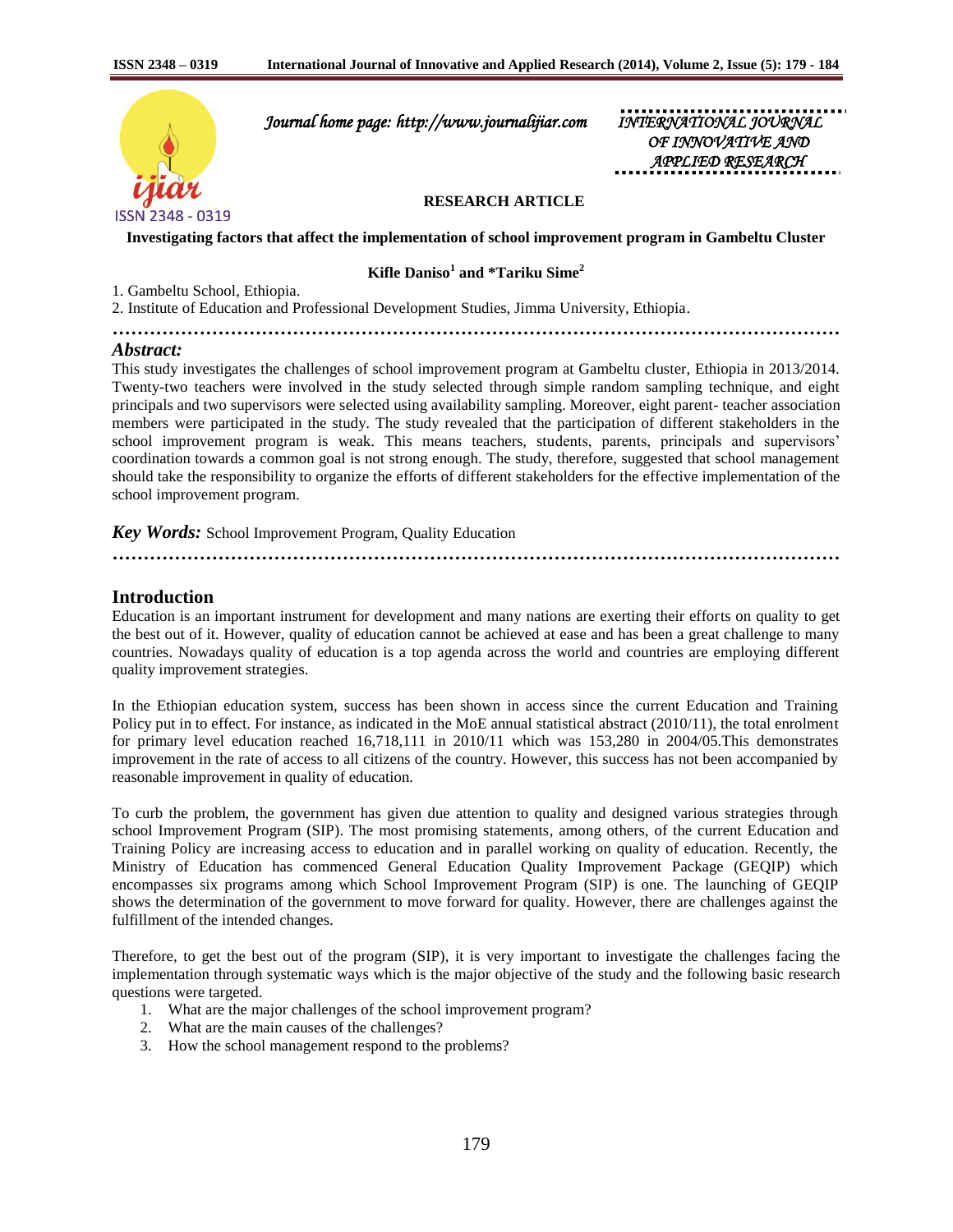**RESEARCH ARTICLE**

# Investigating factors that affect the implementation of school improvement program in Gambeltu Cluster

**Kifle Daniso[1] and *Tariku Sime[2]**

1. Gambeltu School, Ethiopia.
2. Institute of Education and Professional Development Studies, Jimma University, Ethiopia.

## *Abstract:*

This study investigates the challenges of school improvement program at Gambeltu cluster, Ethiopia in 2013/2014. Twenty-two teachers were involved in the study selected through simple random sampling technique, and eight principals and two supervisors were selected using availability sampling. Moreover, eight parent- teacher association members were participated in the study. The study revealed that the participation of different stakeholders in the school improvement program is weak. This means teachers, students, parents, principals and supervisors' coordination towards a common goal is not strong enough. The study, therefore, suggested that school management should take the responsibility to organize the efforts of different stakeholders for the effective implementation of the school improvement program.

***Key Words:*** School Improvement Program, Quality Education

## Introduction

Education is an important instrument for development and many nations are exerting their efforts on quality to get the best out of it. However, quality of education cannot be achieved at ease and has been a great challenge to many countries. Nowadays quality of education is a top agenda across the world and countries are employing different quality improvement strategies.

In the Ethiopian education system, success has been shown in access since the current Education and Training Policy put in to effect. For instance, as indicated in the MoE annual statistical abstract (2010/11), the total enrolment for primary level education reached 16,718,111 in 2010/11 which was 153,280 in 2004/05.This demonstrates improvement in the rate of access to all citizens of the country. However, this success has not been accompanied by reasonable improvement in quality of education.

To curb the problem, the government has given due attention to quality and designed various strategies through school Improvement Program (SIP). The most promising statements, among others, of the current Education and Training Policy are increasing access to education and in parallel working on quality of education. Recently, the Ministry of Education has commenced General Education Quality Improvement Package (GEQIP) which encompasses six programs among which School Improvement Program (SIP) is one. The launching of GEQIP shows the determination of the government to move forward for quality. However, there are challenges against the fulfillment of the intended changes.

Therefore, to get the best out of the program (SIP), it is very important to investigate the challenges facing the implementation through systematic ways which is the major objective of the study and the following basic research questions were targeted.

1. What are the major challenges of the school improvement program?
2. What are the main causes of the challenges?
3. How the school management respond to the problems?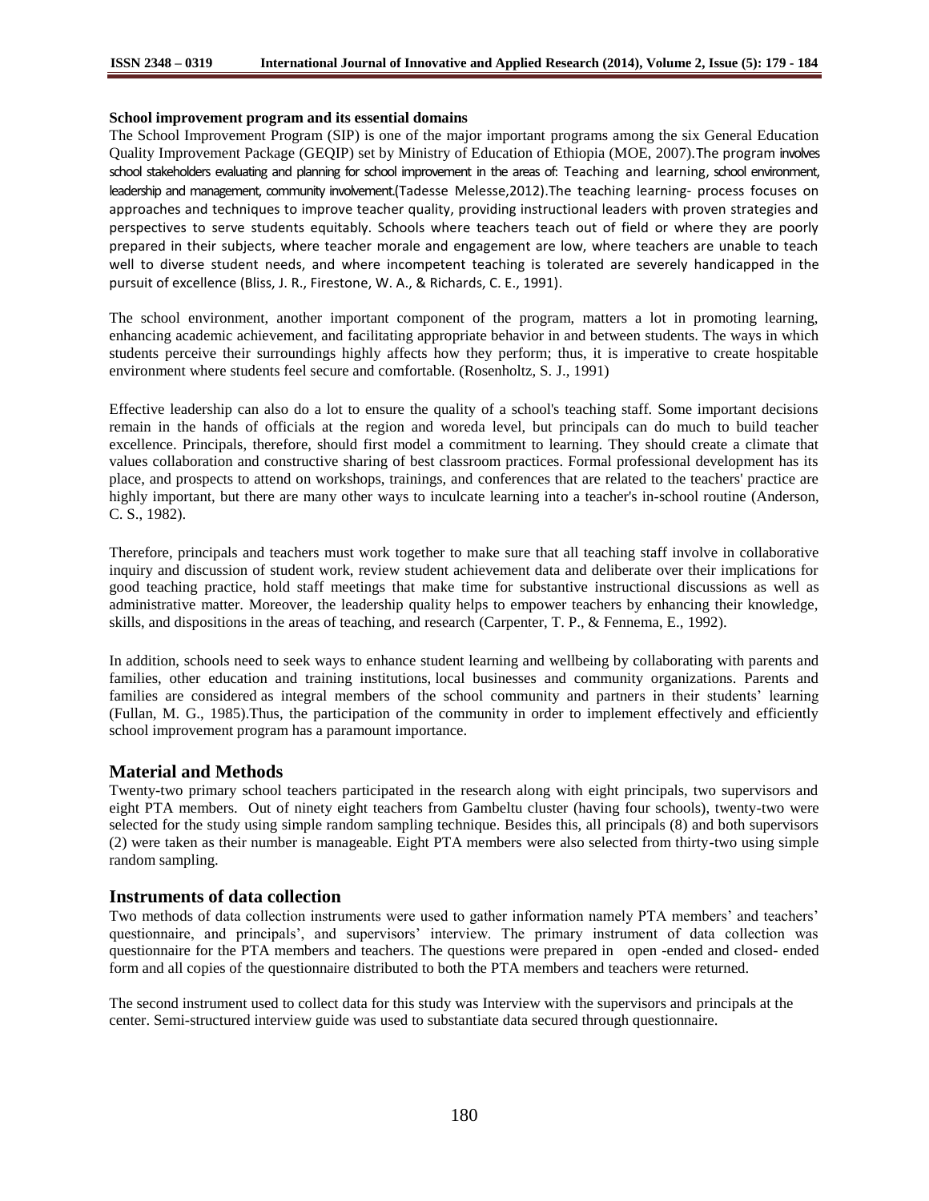**School improvement program and its essential domains**

The School Improvement Program (SIP) is one of the major important programs among the six General Education Quality Improvement Package (GEQIP) set by Ministry of Education of Ethiopia (MOE, 2007).The program involves school stakeholders evaluating and planning for school improvement in the areas of: Teaching and learning, school environment, leadership and management, community involvement.(Tadesse Melesse,2012).The teaching learning- process focuses on approaches and techniques to improve teacher quality, providing instructional leaders with proven strategies and perspectives to serve students equitably. Schools where teachers teach out of field or where they are poorly prepared in their subjects, where teacher morale and engagement are low, where teachers are unable to teach well to diverse student needs, and where incompetent teaching is tolerated are severely handicapped in the pursuit of excellence (Bliss, J. R., Firestone, W. A., & Richards, C. E., 1991).

The school environment, another important component of the program, matters a lot in promoting learning, enhancing academic achievement, and facilitating appropriate behavior in and between students. The ways in which students perceive their surroundings highly affects how they perform; thus, it is imperative to create hospitable environment where students feel secure and comfortable. (Rosenholtz, S. J., 1991)

Effective leadership can also do a lot to ensure the quality of a school's teaching staff. Some important decisions remain in the hands of officials at the region and woreda level, but principals can do much to build teacher excellence. Principals, therefore, should first model a commitment to learning. They should create a climate that values collaboration and constructive sharing of best classroom practices. Formal professional development has its place, and prospects to attend on workshops, trainings, and conferences that are related to the teachers' practice are highly important, but there are many other ways to inculcate learning into a teacher's in-school routine (Anderson, C. S., 1982).

Therefore, principals and teachers must work together to make sure that all teaching staff involve in collaborative inquiry and discussion of student work, review student achievement data and deliberate over their implications for good teaching practice, hold staff meetings that make time for substantive instructional discussions as well as administrative matter. Moreover, the leadership quality helps to empower teachers by enhancing their knowledge, skills, and dispositions in the areas of teaching, and research (Carpenter, T. P., & Fennema, E., 1992).

In addition, schools need to seek ways to enhance student learning and wellbeing by collaborating with parents and families, other education and training institutions, local businesses and community organizations. Parents and families are considered as integral members of the school community and partners in their students' learning (Fullan, M. G., 1985).Thus, the participation of the community in order to implement effectively and efficiently school improvement program has a paramount importance.

## Material and Methods

Twenty-two primary school teachers participated in the research along with eight principals, two supervisors and eight PTA members. Out of ninety eight teachers from Gambeltu cluster (having four schools), twenty-two were selected for the study using simple random sampling technique. Besides this, all principals (8) and both supervisors (2) were taken as their number is manageable. Eight PTA members were also selected from thirty-two using simple random sampling.

## Instruments of data collection

Two methods of data collection instruments were used to gather information namely PTA members' and teachers' questionnaire, and principals', and supervisors' interview. The primary instrument of data collection was questionnaire for the PTA members and teachers. The questions were prepared in open -ended and closed- ended form and all copies of the questionnaire distributed to both the PTA members and teachers were returned.

The second instrument used to collect data for this study was Interview with the supervisors and principals at the center. Semi-structured interview guide was used to substantiate data secured through questionnaire.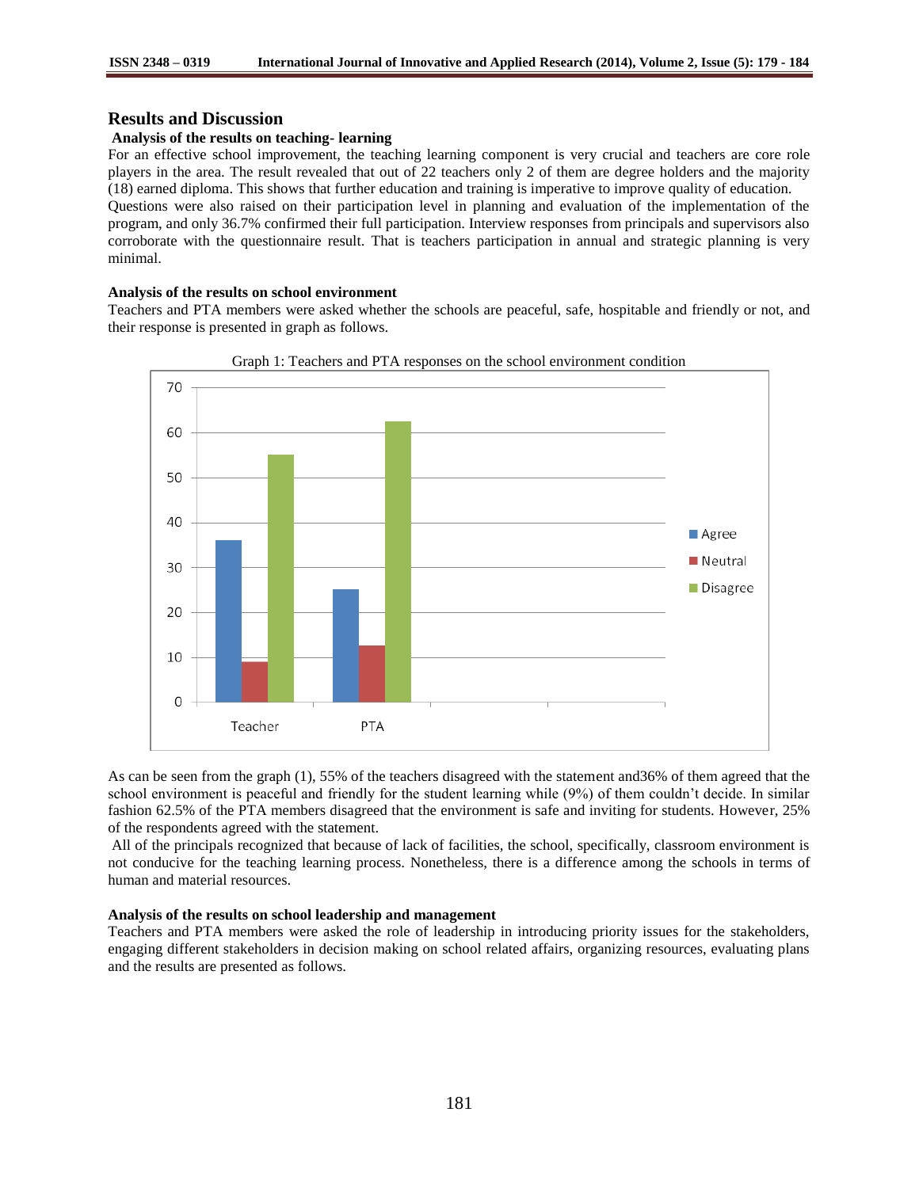## Results and Discussion

### Analysis of the results on teaching- learning

For an effective school improvement, the teaching learning component is very crucial and teachers are core role players in the area. The result revealed that out of 22 teachers only 2 of them are degree holders and the majority (18) earned diploma. This shows that further education and training is imperative to improve quality of education.

Questions were also raised on their participation level in planning and evaluation of the implementation of the program, and only 36.7% confirmed their full participation. Interview responses from principals and supervisors also corroborate with the questionnaire result. That is teachers participation in annual and strategic planning is very minimal.

### Analysis of the results on school environment

Teachers and PTA members were asked whether the schools are peaceful, safe, hospitable and friendly or not, and their response is presented in graph as follows.

Graph 1: Teachers and PTA responses on the school environment condition

As can be seen from the graph (1), 55% of the teachers disagreed with the statement and36% of them agreed that the school environment is peaceful and friendly for the student learning while (9%) of them couldn't decide. In similar fashion 62.5% of the PTA members disagreed that the environment is safe and inviting for students. However, 25% of the respondents agreed with the statement.

All of the principals recognized that because of lack of facilities, the school, specifically, classroom environment is not conducive for the teaching learning process. Nonetheless, there is a difference among the schools in terms of human and material resources.

### Analysis of the results on school leadership and management

Teachers and PTA members were asked the role of leadership in introducing priority issues for the stakeholders, engaging different stakeholders in decision making on school related affairs, organizing resources, evaluating plans and the results are presented as follows.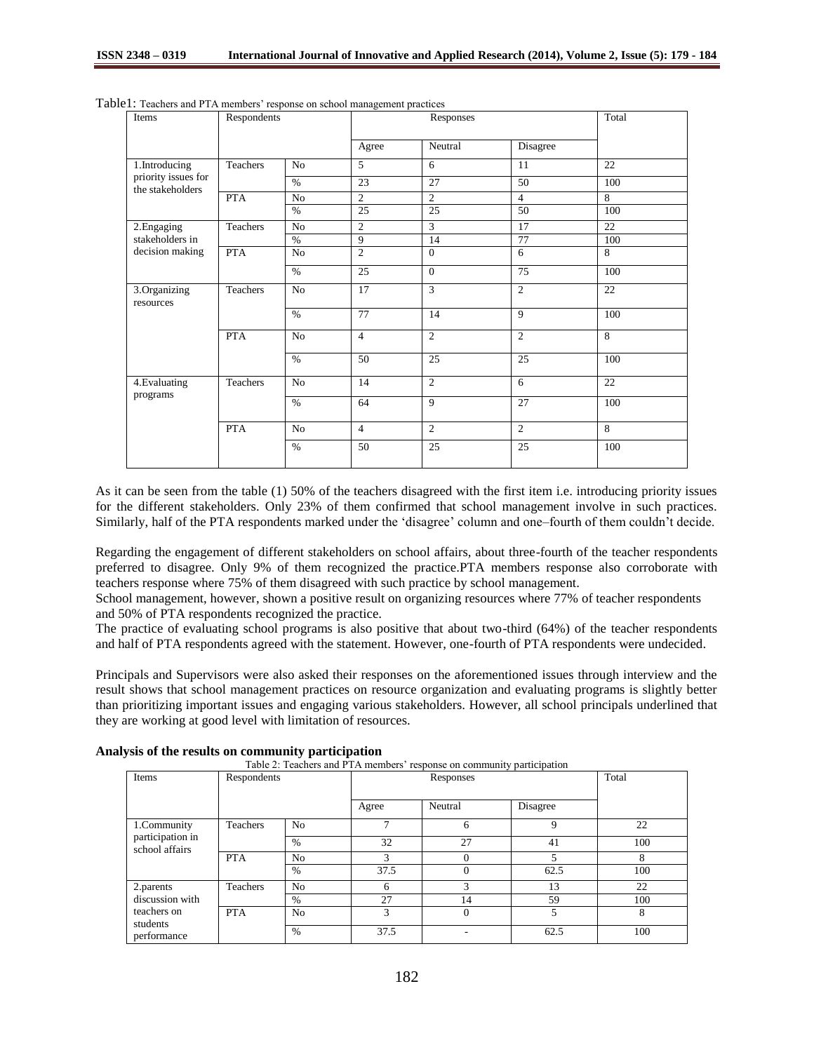Table1: Teachers and PTA members' response on school management practices

| Items | Respondents | | Responses | | | Total |
|---|---|---|---|---|---|---|
| | | | Agree | Neutral | Disagree | |
| 1.Introducing priority issues for the stakeholders | Teachers | No | 5 | 6 | 11 | 22 |
| | | % | 23 | 27 | 50 | 100 |
| | PTA | No | 2 | 2 | 4 | 8 |
| | | % | 25 | 25 | 50 | 100 |
| 2.Engaging stakeholders in decision making | Teachers | No | 2 | 3 | 17 | 22 |
| | | % | 9 | 14 | 77 | 100 |
| | PTA | No | 2 | 0 | 6 | 8 |
| | | % | 25 | 0 | 75 | 100 |
| 3.Organizing resources | Teachers | No | 17 | 3 | 2 | 22 |
| | | % | 77 | 14 | 9 | 100 |
| | PTA | No | 4 | 2 | 2 | 8 |
| | | % | 50 | 25 | 25 | 100 |
| 4.Evaluating programs | Teachers | No | 14 | 2 | 6 | 22 |
| | | % | 64 | 9 | 27 | 100 |
| | PTA | No | 4 | 2 | 2 | 8 |
| | | % | 50 | 25 | 25 | 100 |

As it can be seen from the table (1) 50% of the teachers disagreed with the first item i.e. introducing priority issues for the different stakeholders. Only 23% of them confirmed that school management involve in such practices. Similarly, half of the PTA respondents marked under the 'disagree' column and one–fourth of them couldn't decide.

Regarding the engagement of different stakeholders on school affairs, about three-fourth of the teacher respondents preferred to disagree. Only 9% of them recognized the practice.PTA members response also corroborate with teachers response where 75% of them disagreed with such practice by school management.

School management, however, shown a positive result on organizing resources where 77% of teacher respondents and 50% of PTA respondents recognized the practice.

The practice of evaluating school programs is also positive that about two-third (64%) of the teacher respondents and half of PTA respondents agreed with the statement. However, one-fourth of PTA respondents were undecided.

Principals and Supervisors were also asked their responses on the aforementioned issues through interview and the result shows that school management practices on resource organization and evaluating programs is slightly better than prioritizing important issues and engaging various stakeholders. However, all school principals underlined that they are working at good level with limitation of resources.

**Analysis of the results on community participation**

Table 2: Teachers and PTA members' response on community participation

| Items | Respondents | | Responses | | | Total |
|---|---|---|---|---|---|---|
| | | | Agree | Neutral | Disagree | |
| 1.Community participation in school affairs | Teachers | No | 7 | 6 | 9 | 22 |
| | | % | 32 | 27 | 41 | 100 |
| | PTA | No | 3 | 0 | 5 | 8 |
| | | % | 37.5 | 0 | 62.5 | 100 |
| 2.parents discussion with teachers on students performance | Teachers | No | 6 | 3 | 13 | 22 |
| | | % | 27 | 14 | 59 | 100 |
| | PTA | No | 3 | 0 | 5 | 8 |
| | | % | 37.5 | - | 62.5 | 100 |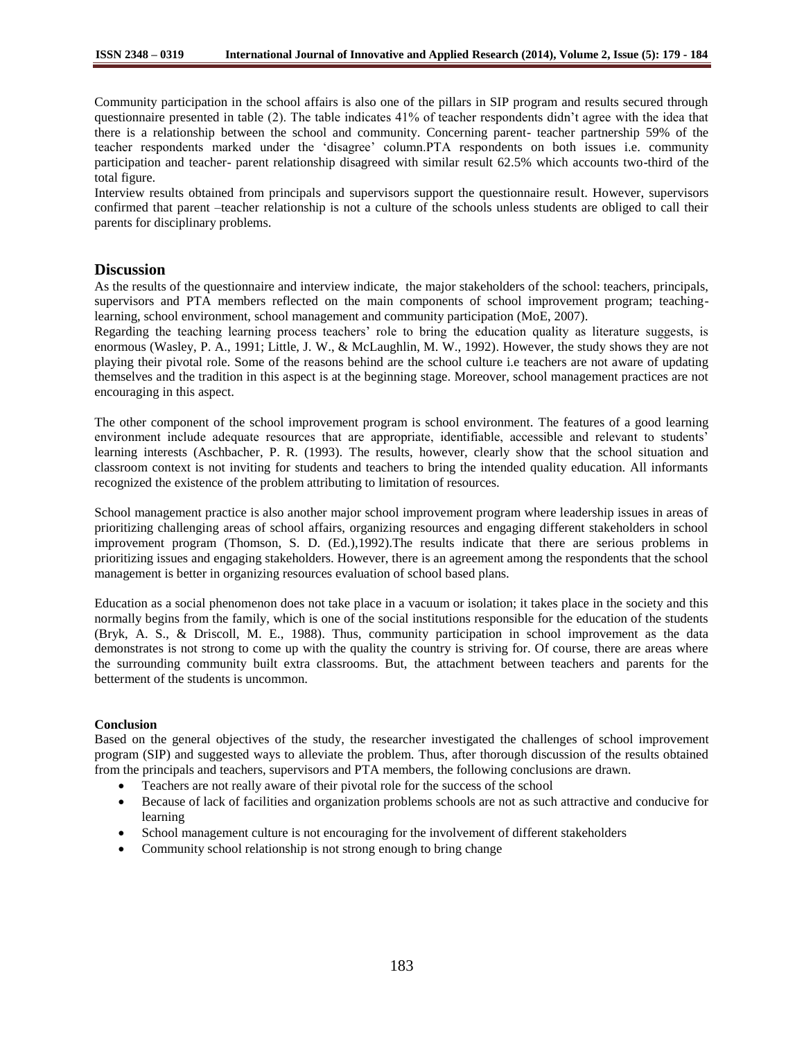Community participation in the school affairs is also one of the pillars in SIP program and results secured through questionnaire presented in table (2). The table indicates 41% of teacher respondents didn't agree with the idea that there is a relationship between the school and community. Concerning parent- teacher partnership 59% of the teacher respondents marked under the 'disagree' column.PTA respondents on both issues i.e. community participation and teacher- parent relationship disagreed with similar result 62.5% which accounts two-third of the total figure.

Interview results obtained from principals and supervisors support the questionnaire result. However, supervisors confirmed that parent –teacher relationship is not a culture of the schools unless students are obliged to call their parents for disciplinary problems.

## Discussion

As the results of the questionnaire and interview indicate, the major stakeholders of the school: teachers, principals, supervisors and PTA members reflected on the main components of school improvement program; teaching-learning, school environment, school management and community participation (MoE, 2007).

Regarding the teaching learning process teachers' role to bring the education quality as literature suggests, is enormous (Wasley, P. A., 1991; Little, J. W., & McLaughlin, M. W., 1992). However, the study shows they are not playing their pivotal role. Some of the reasons behind are the school culture i.e teachers are not aware of updating themselves and the tradition in this aspect is at the beginning stage. Moreover, school management practices are not encouraging in this aspect.

The other component of the school improvement program is school environment. The features of a good learning environment include adequate resources that are appropriate, identifiable, accessible and relevant to students' learning interests (Aschbacher, P. R. (1993). The results, however, clearly show that the school situation and classroom context is not inviting for students and teachers to bring the intended quality education. All informants recognized the existence of the problem attributing to limitation of resources.

School management practice is also another major school improvement program where leadership issues in areas of prioritizing challenging areas of school affairs, organizing resources and engaging different stakeholders in school improvement program (Thomson, S. D. (Ed.),1992).The results indicate that there are serious problems in prioritizing issues and engaging stakeholders. However, there is an agreement among the respondents that the school management is better in organizing resources evaluation of school based plans.

Education as a social phenomenon does not take place in a vacuum or isolation; it takes place in the society and this normally begins from the family, which is one of the social institutions responsible for the education of the students (Bryk, A. S., & Driscoll, M. E., 1988). Thus, community participation in school improvement as the data demonstrates is not strong to come up with the quality the country is striving for. Of course, there are areas where the surrounding community built extra classrooms. But, the attachment between teachers and parents for the betterment of the students is uncommon.

### Conclusion

Based on the general objectives of the study, the researcher investigated the challenges of school improvement program (SIP) and suggested ways to alleviate the problem. Thus, after thorough discussion of the results obtained from the principals and teachers, supervisors and PTA members, the following conclusions are drawn.

- Teachers are not really aware of their pivotal role for the success of the school
- Because of lack of facilities and organization problems schools are not as such attractive and conducive for learning
- School management culture is not encouraging for the involvement of different stakeholders
- Community school relationship is not strong enough to bring change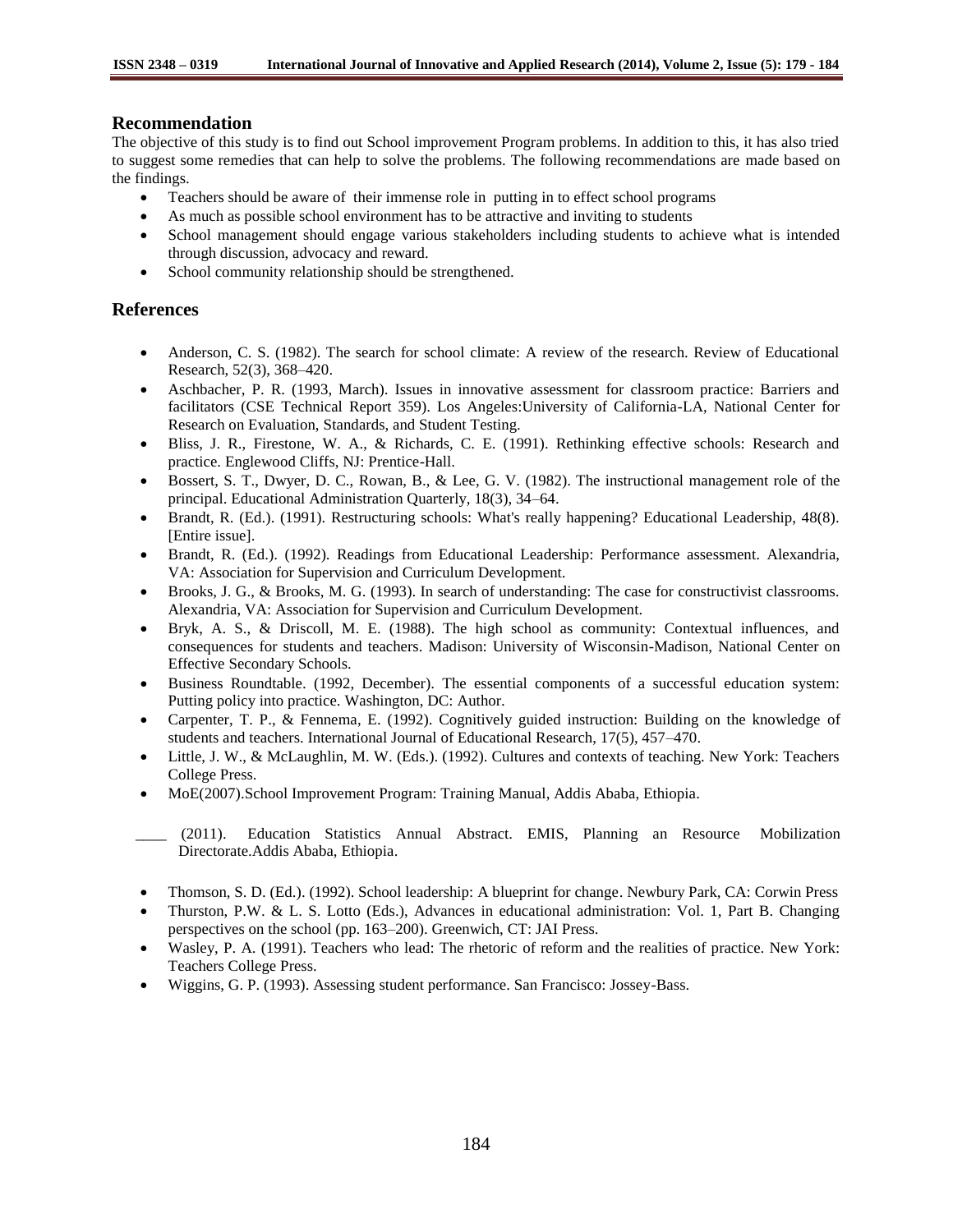## Recommendation

The objective of this study is to find out School improvement Program problems. In addition to this, it has also tried to suggest some remedies that can help to solve the problems. The following recommendations are made based on the findings.

- Teachers should be aware of their immense role in putting in to effect school programs
- As much as possible school environment has to be attractive and inviting to students
- School management should engage various stakeholders including students to achieve what is intended through discussion, advocacy and reward.
- School community relationship should be strengthened.

## References

- Anderson, C. S. (1982). The search for school climate: A review of the research. Review of Educational Research, 52(3), 368–420.
- Aschbacher, P. R. (1993, March). Issues in innovative assessment for classroom practice: Barriers and facilitators (CSE Technical Report 359). Los Angeles:University of California-LA, National Center for Research on Evaluation, Standards, and Student Testing.
- Bliss, J. R., Firestone, W. A., & Richards, C. E. (1991). Rethinking effective schools: Research and practice. Englewood Cliffs, NJ: Prentice-Hall.
- Bossert, S. T., Dwyer, D. C., Rowan, B., & Lee, G. V. (1982). The instructional management role of the principal. Educational Administration Quarterly, 18(3), 34–64.
- Brandt, R. (Ed.). (1991). Restructuring schools: What's really happening? Educational Leadership, 48(8). [Entire issue].
- Brandt, R. (Ed.). (1992). Readings from Educational Leadership: Performance assessment. Alexandria, VA: Association for Supervision and Curriculum Development.
- Brooks, J. G., & Brooks, M. G. (1993). In search of understanding: The case for constructivist classrooms. Alexandria, VA: Association for Supervision and Curriculum Development.
- Bryk, A. S., & Driscoll, M. E. (1988). The high school as community: Contextual influences, and consequences for students and teachers. Madison: University of Wisconsin-Madison, National Center on Effective Secondary Schools.
- Business Roundtable. (1992, December). The essential components of a successful education system: Putting policy into practice. Washington, DC: Author.
- Carpenter, T. P., & Fennema, E. (1992). Cognitively guided instruction: Building on the knowledge of students and teachers. International Journal of Educational Research, 17(5), 457–470.
- Little, J. W., & McLaughlin, M. W. (Eds.). (1992). Cultures and contexts of teaching. New York: Teachers College Press.
- MoE(2007).School Improvement Program: Training Manual, Addis Ababa, Ethiopia.

____ (2011). Education Statistics Annual Abstract. EMIS, Planning an Resource Mobilization Directorate.Addis Ababa, Ethiopia.

- Thomson, S. D. (Ed.). (1992). School leadership: A blueprint for change. Newbury Park, CA: Corwin Press
- Thurston, P.W. & L. S. Lotto (Eds.), Advances in educational administration: Vol. 1, Part B. Changing perspectives on the school (pp. 163–200). Greenwich, CT: JAI Press.
- Wasley, P. A. (1991). Teachers who lead: The rhetoric of reform and the realities of practice. New York: Teachers College Press.
- Wiggins, G. P. (1993). Assessing student performance. San Francisco: Jossey-Bass.